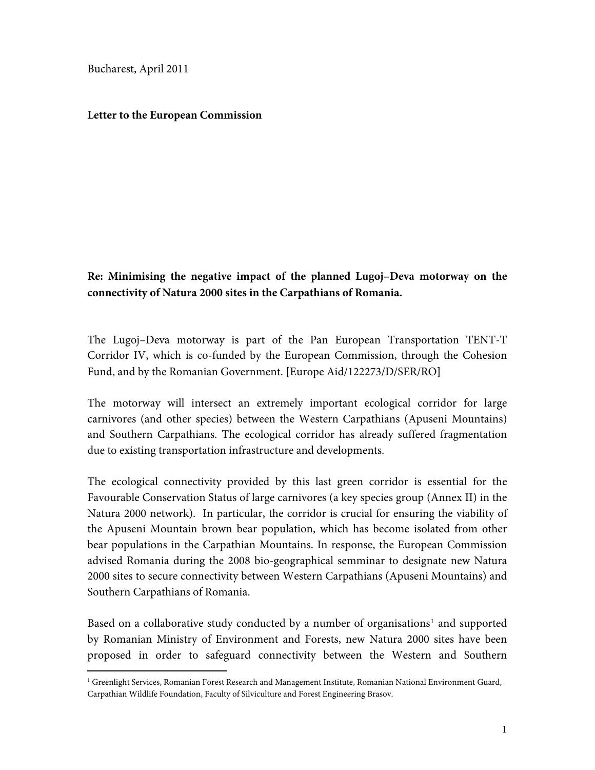Bucharest, April 2011

**Letter to the European Commission**

**Re: Minimising the negative impact of the planned Lugoj–Deva motorway on the connectivity of Natura 2000 sites in the Carpathians of Romania.**

The Lugoj–Deva motorway is part of the Pan European Transportation TENT-T Corridor IV, which is co-funded by the European Commission, through the Cohesion Fund, and by the Romanian Government. [Europe Aid/122273/D/SER/RO]

The motorway will intersect an extremely important ecological corridor for large carnivores (and other species) between the Western Carpathians (Apuseni Mountains) and Southern Carpathians. The ecological corridor has already suffered fragmentation due to existing transportation infrastructure and developments.

The ecological connectivity provided by this last green corridor is essential for the Favourable Conservation Status of large carnivores (a key species group (Annex II) in the Natura 2000 network). In particular, the corridor is crucial for ensuring the viability of the Apuseni Mountain brown bear population, which has become isolated from other bear populations in the Carpathian Mountains. In response, the European Commission advised Romania during the 2008 bio-geographical semminar to designate new Natura 2000 sites to secure connectivity between Western Carpathians (Apuseni Mountains) and Southern Carpathians of Romania.

Based on a collaborative study conducted by a number of organisations[1] and supported by Romanian Ministry of Environment and Forests, new Natura 2000 sites have been proposed in order to safeguard connectivity between the Western and Southern

[1] Greenlight Services, Romanian Forest Research and Management Institute, Romanian National Environment Guard, Carpathian Wildlife Foundation, Faculty of Silviculture and Forest Engineering Brasov.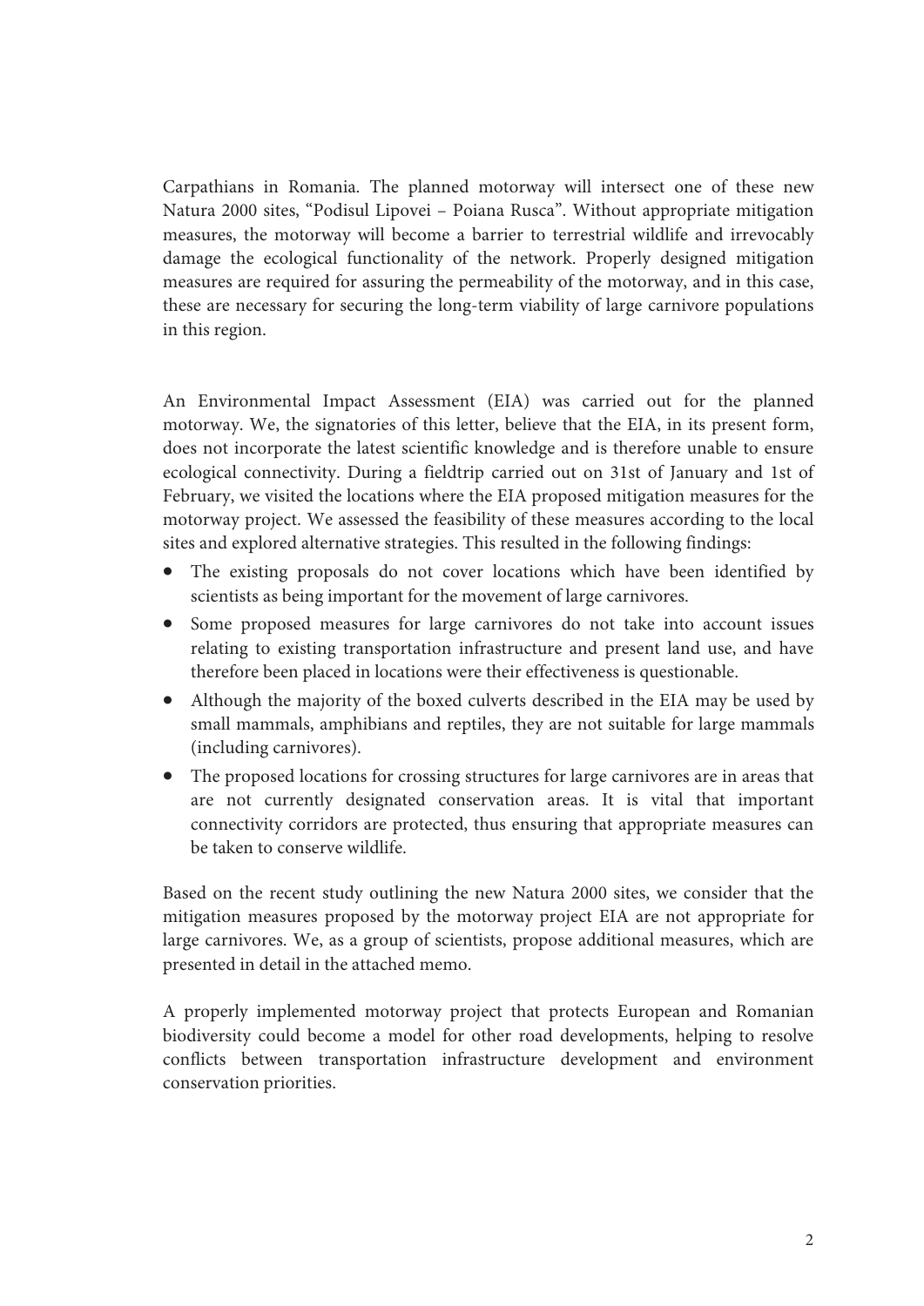Carpathians in Romania. The planned motorway will intersect one of these new Natura 2000 sites, "Podisul Lipovei – Poiana Rusca". Without appropriate mitigation measures, the motorway will become a barrier to terrestrial wildlife and irrevocably damage the ecological functionality of the network. Properly designed mitigation measures are required for assuring the permeability of the motorway, and in this case, these are necessary for securing the long-term viability of large carnivore populations in this region.

An Environmental Impact Assessment (EIA) was carried out for the planned motorway. We, the signatories of this letter, believe that the EIA, in its present form, does not incorporate the latest scientific knowledge and is therefore unable to ensure ecological connectivity. During a fieldtrip carried out on 31st of January and 1st of February, we visited the locations where the EIA proposed mitigation measures for the motorway project. We assessed the feasibility of these measures according to the local sites and explored alternative strategies. This resulted in the following findings:

- The existing proposals do not cover locations which have been identified by scientists as being important for the movement of large carnivores.
- Some proposed measures for large carnivores do not take into account issues relating to existing transportation infrastructure and present land use, and have therefore been placed in locations were their effectiveness is questionable.
- Although the majority of the boxed culverts described in the EIA may be used by small mammals, amphibians and reptiles, they are not suitable for large mammals (including carnivores).
- The proposed locations for crossing structures for large carnivores are in areas that are not currently designated conservation areas. It is vital that important connectivity corridors are protected, thus ensuring that appropriate measures can be taken to conserve wildlife.

Based on the recent study outlining the new Natura 2000 sites, we consider that the mitigation measures proposed by the motorway project EIA are not appropriate for large carnivores. We, as a group of scientists, propose additional measures, which are presented in detail in the attached memo.

A properly implemented motorway project that protects European and Romanian biodiversity could become a model for other road developments, helping to resolve conflicts between transportation infrastructure development and environment conservation priorities.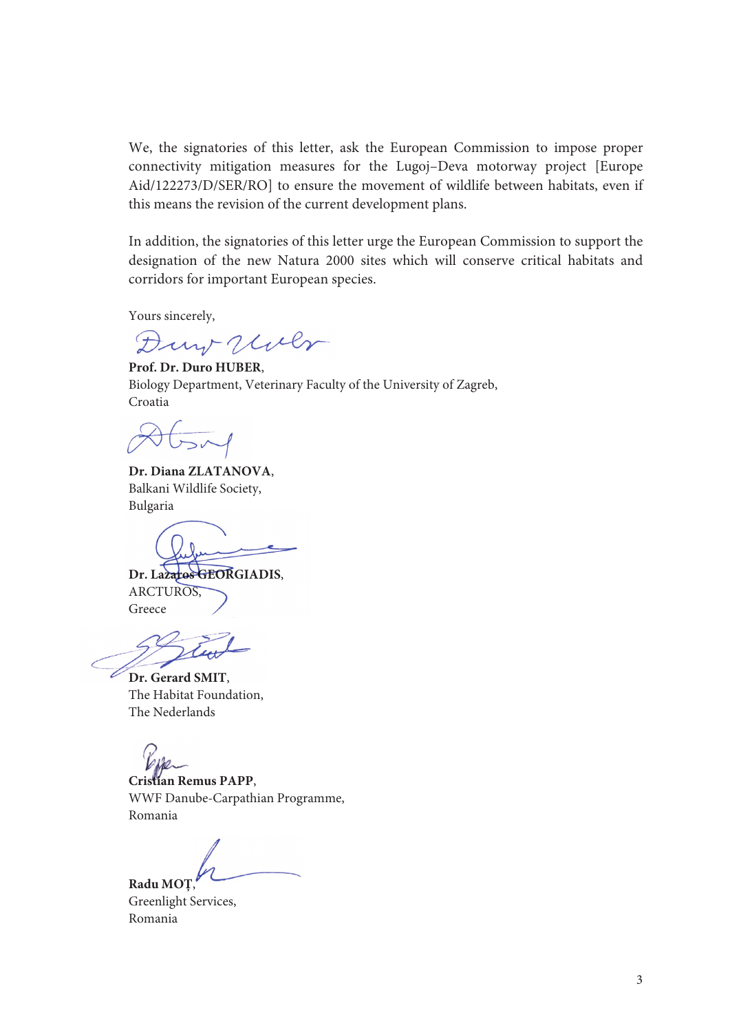We, the signatories of this letter, ask the European Commission to impose proper connectivity mitigation measures for the Lugoj–Deva motorway project [Europe Aid/122273/D/SER/RO] to ensure the movement of wildlife between habitats, even if this means the revision of the current development plans.

In addition, the signatories of this letter urge the European Commission to support the designation of the new Natura 2000 sites which will conserve critical habitats and corridors for important European species.

Yours sincerely,

**Prof. Dr. Duro HUBER**,
Biology Department, Veterinary Faculty of the University of Zagreb,
Croatia

**Dr. Diana ZLATANOVA**,
Balkani Wildlife Society,
Bulgaria

**Dr. Lazaros GEORGIADIS**,
ARCTUROS,
Greece

**Dr. Gerard SMIT**,
The Habitat Foundation,
The Nederlands

**Cristian Remus PAPP**,
WWF Danube-Carpathian Programme,
Romania

**Radu MOȚ**,
Greenlight Services,
Romania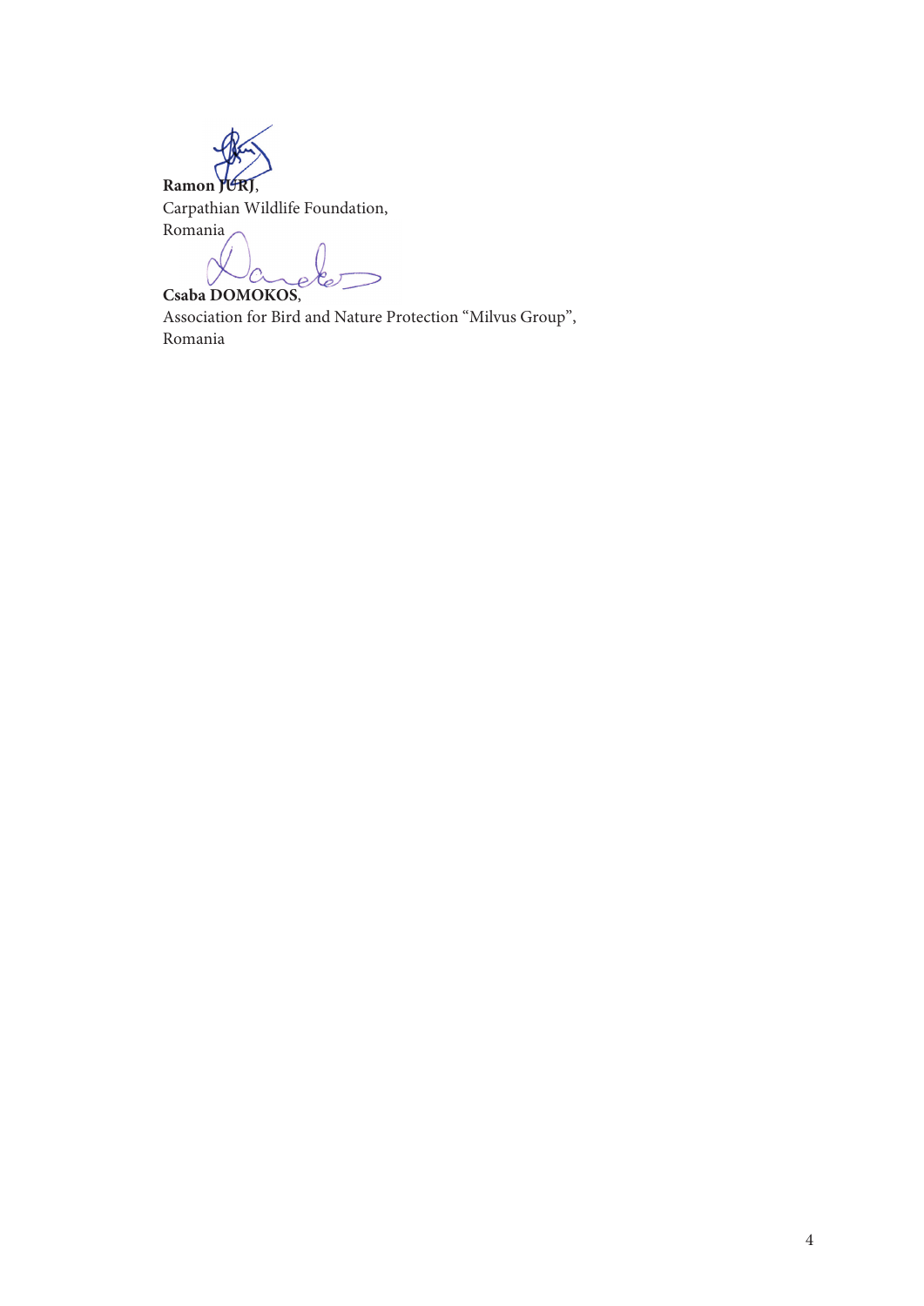**Ramon JURJ**,
Carpathian Wildlife Foundation,
Romania

**Csaba DOMOKOS**,
Association for Bird and Nature Protection “Milvus Group”,
Romania